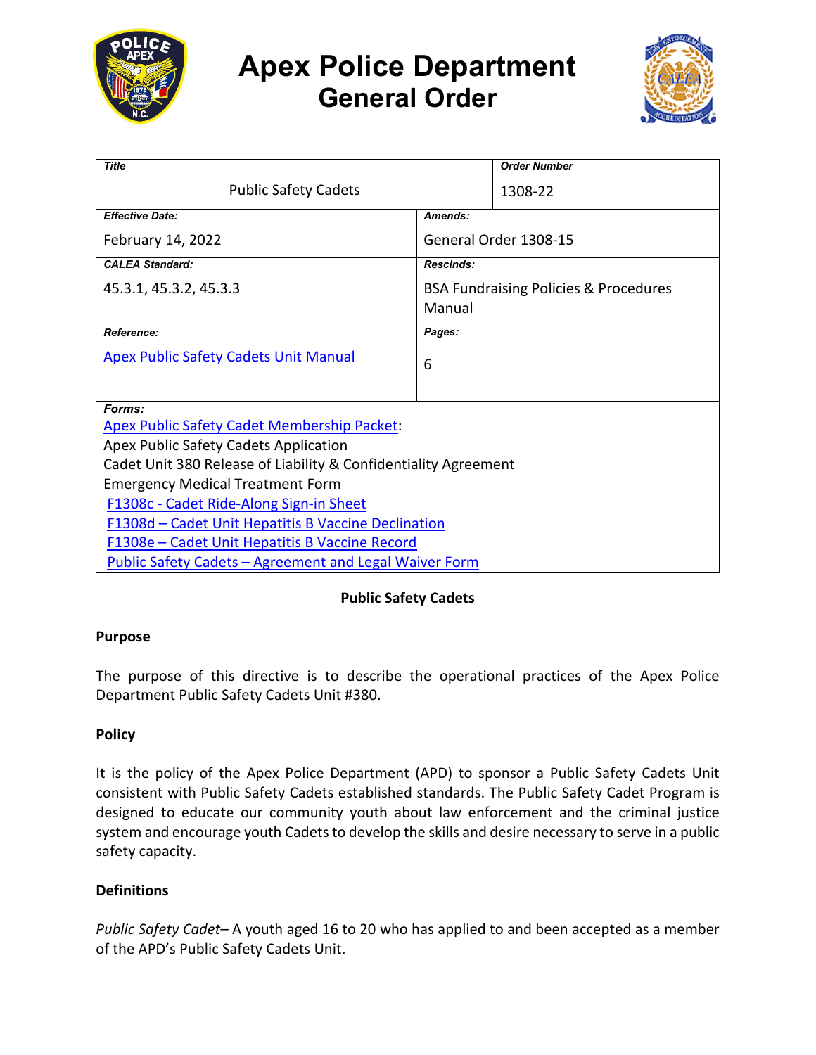# Apex Police Department
## General Order

| Title | | Order Number |
|---|---|---|
| Public Safety Cadets | | 1308-22 |
| **Effective Date:** | **Amends:** | |
| February 14, 2022 | General Order 1308-15 | |
| **CALEA Standard:** | **Rescinds:** | |
| 45.3.1, 45.3.2, 45.3.3 | BSA Fundraising Policies & Procedures Manual | |
| **Reference:** | **Pages:** | |
| Apex Public Safety Cadets Unit Manual | 6 | |

**Forms:**
Apex Public Safety Cadet Membership Packet:
Apex Public Safety Cadets Application
Cadet Unit 380 Release of Liability & Confidentiality Agreement
Emergency Medical Treatment Form
F1308c - Cadet Ride-Along Sign-in Sheet
F1308d – Cadet Unit Hepatitis B Vaccine Declination
F1308e – Cadet Unit Hepatitis B Vaccine Record
Public Safety Cadets – Agreement and Legal Waiver Form

**Public Safety Cadets**

### Purpose

The purpose of this directive is to describe the operational practices of the Apex Police Department Public Safety Cadets Unit #380.

### Policy

It is the policy of the Apex Police Department (APD) to sponsor a Public Safety Cadets Unit consistent with Public Safety Cadets established standards. The Public Safety Cadet Program is designed to educate our community youth about law enforcement and the criminal justice system and encourage youth Cadets to develop the skills and desire necessary to serve in a public safety capacity.

### Definitions

*Public Safety Cadet*– A youth aged 16 to 20 who has applied to and been accepted as a member of the APD's Public Safety Cadets Unit.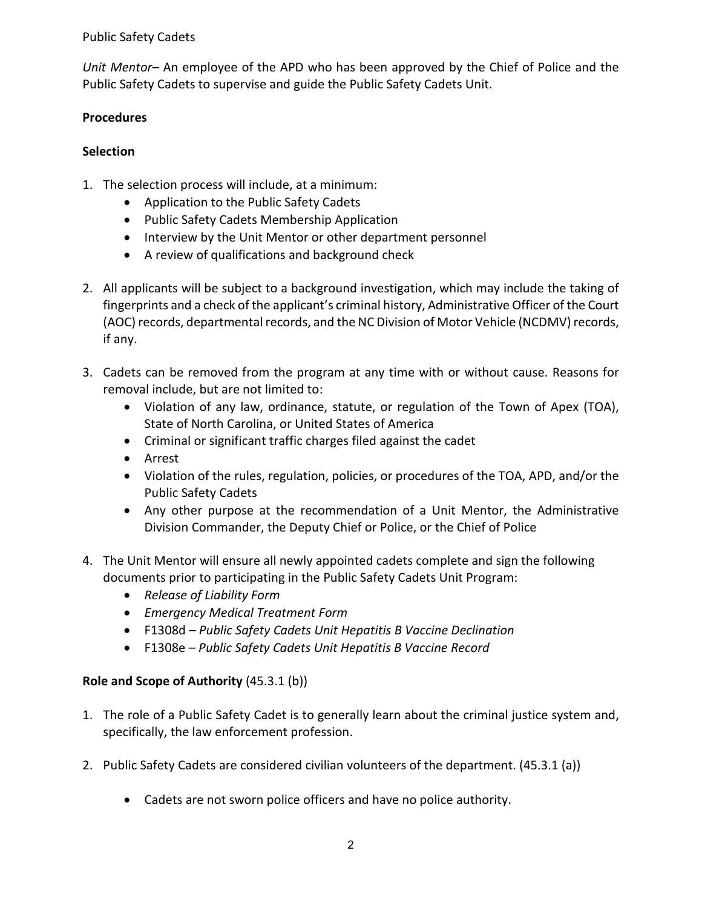*Unit Mentor*– An employee of the APD who has been approved by the Chief of Police and the Public Safety Cadets to supervise and guide the Public Safety Cadets Unit.

## Procedures

### Selection

1. The selection process will include, at a minimum:
   - Application to the Public Safety Cadets
   - Public Safety Cadets Membership Application
   - Interview by the Unit Mentor or other department personnel
   - A review of qualifications and background check

2. All applicants will be subject to a background investigation, which may include the taking of fingerprints and a check of the applicant's criminal history, Administrative Officer of the Court (AOC) records, departmental records, and the NC Division of Motor Vehicle (NCDMV) records, if any.

3. Cadets can be removed from the program at any time with or without cause. Reasons for removal include, but are not limited to:
   - Violation of any law, ordinance, statute, or regulation of the Town of Apex (TOA), State of North Carolina, or United States of America
   - Criminal or significant traffic charges filed against the cadet
   - Arrest
   - Violation of the rules, regulation, policies, or procedures of the TOA, APD, and/or the Public Safety Cadets
   - Any other purpose at the recommendation of a Unit Mentor, the Administrative Division Commander, the Deputy Chief or Police, or the Chief of Police

4. The Unit Mentor will ensure all newly appointed cadets complete and sign the following documents prior to participating in the Public Safety Cadets Unit Program:
   - *Release of Liability Form*
   - *Emergency Medical Treatment Form*
   - F1308d – *Public Safety Cadets Unit Hepatitis B Vaccine Declination*
   - F1308e – *Public Safety Cadets Unit Hepatitis B Vaccine Record*

### Role and Scope of Authority (45.3.1 (b))

1. The role of a Public Safety Cadet is to generally learn about the criminal justice system and, specifically, the law enforcement profession.

2. Public Safety Cadets are considered civilian volunteers of the department. (45.3.1 (a))

   - Cadets are not sworn police officers and have no police authority.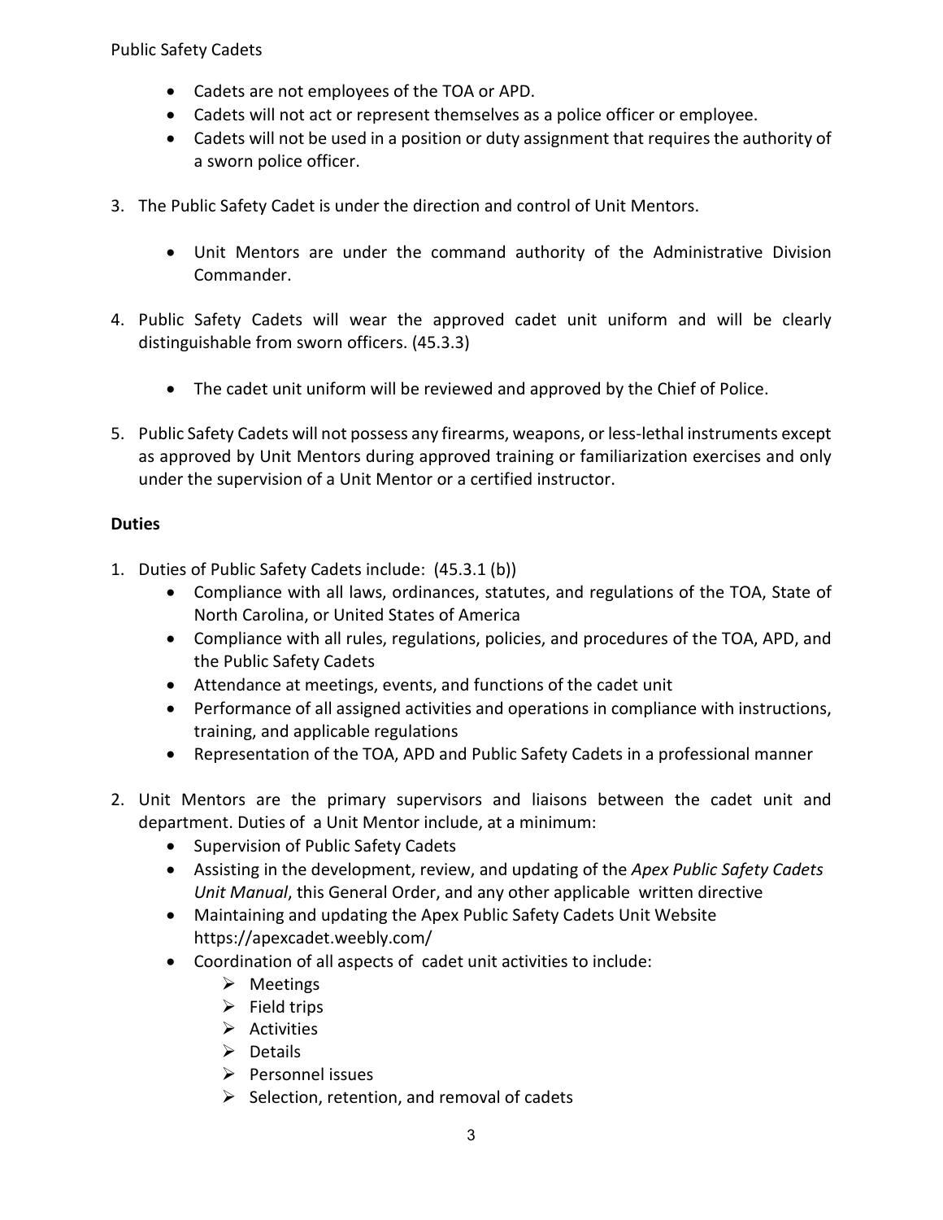- Cadets are not employees of the TOA or APD.
- Cadets will not act or represent themselves as a police officer or employee.
- Cadets will not be used in a position or duty assignment that requires the authority of a sworn police officer.

3. The Public Safety Cadet is under the direction and control of Unit Mentors.

    - Unit Mentors are under the command authority of the Administrative Division Commander.

4. Public Safety Cadets will wear the approved cadet unit uniform and will be clearly distinguishable from sworn officers. (45.3.3)

    - The cadet unit uniform will be reviewed and approved by the Chief of Police.

5. Public Safety Cadets will not possess any firearms, weapons, or less-lethal instruments except as approved by Unit Mentors during approved training or familiarization exercises and only under the supervision of a Unit Mentor or a certified instructor.

**Duties**

1. Duties of Public Safety Cadets include: (45.3.1 (b))
    - Compliance with all laws, ordinances, statutes, and regulations of the TOA, State of North Carolina, or United States of America
    - Compliance with all rules, regulations, policies, and procedures of the TOA, APD, and the Public Safety Cadets
    - Attendance at meetings, events, and functions of the cadet unit
    - Performance of all assigned activities and operations in compliance with instructions, training, and applicable regulations
    - Representation of the TOA, APD and Public Safety Cadets in a professional manner

2. Unit Mentors are the primary supervisors and liaisons between the cadet unit and department. Duties of a Unit Mentor include, at a minimum:
    - Supervision of Public Safety Cadets
    - Assisting in the development, review, and updating of the *Apex Public Safety Cadets Unit Manual*, this General Order, and any other applicable written directive
    - Maintaining and updating the Apex Public Safety Cadets Unit Website https://apexcadet.weebly.com/
    - Coordination of all aspects of cadet unit activities to include:
        - Meetings
        - Field trips
        - Activities
        - Details
        - Personnel issues
        - Selection, retention, and removal of cadets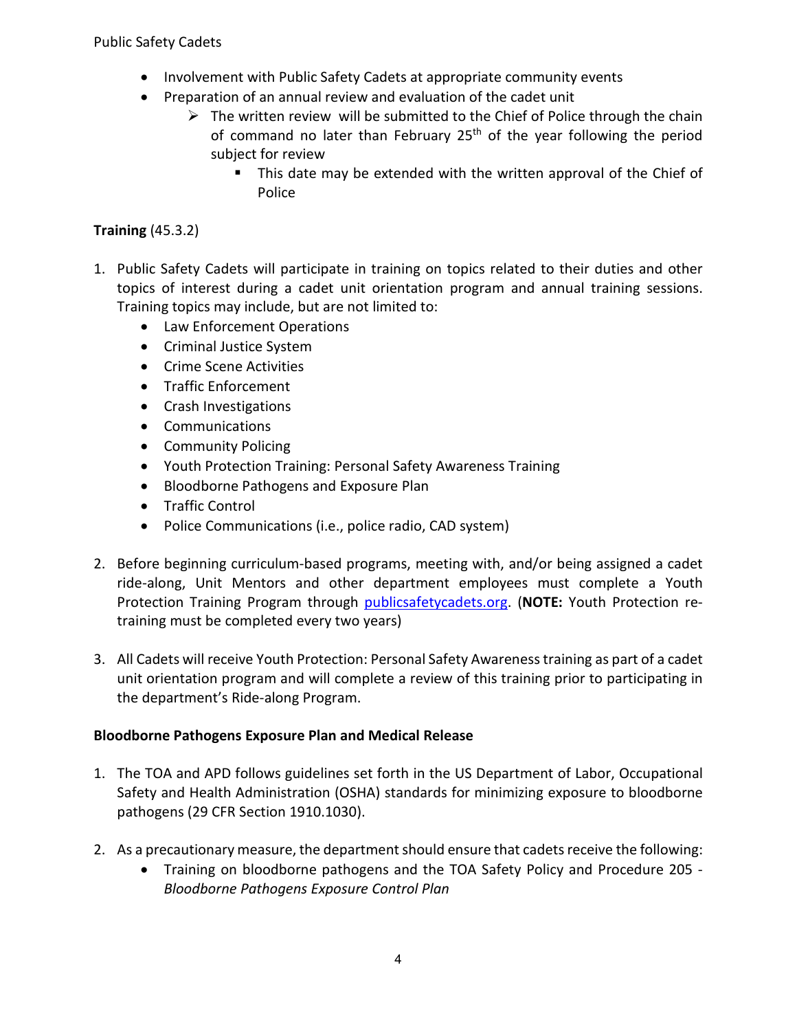- Involvement with Public Safety Cadets at appropriate community events
- Preparation of an annual review and evaluation of the cadet unit
    - The written review will be submitted to the Chief of Police through the chain of command no later than February 25th of the year following the period subject for review
        - This date may be extended with the written approval of the Chief of Police

**Training** (45.3.2)

1. Public Safety Cadets will participate in training on topics related to their duties and other topics of interest during a cadet unit orientation program and annual training sessions. Training topics may include, but are not limited to:
    - Law Enforcement Operations
    - Criminal Justice System
    - Crime Scene Activities
    - Traffic Enforcement
    - Crash Investigations
    - Communications
    - Community Policing
    - Youth Protection Training: Personal Safety Awareness Training
    - Bloodborne Pathogens and Exposure Plan
    - Traffic Control
    - Police Communications (i.e., police radio, CAD system)

2. Before beginning curriculum-based programs, meeting with, and/or being assigned a cadet ride-along, Unit Mentors and other department employees must complete a Youth Protection Training Program through publicsafetycadets.org. (**NOTE:** Youth Protection re-training must be completed every two years)

3. All Cadets will receive Youth Protection: Personal Safety Awareness training as part of a cadet unit orientation program and will complete a review of this training prior to participating in the department's Ride-along Program.

**Bloodborne Pathogens Exposure Plan and Medical Release**

1. The TOA and APD follows guidelines set forth in the US Department of Labor, Occupational Safety and Health Administration (OSHA) standards for minimizing exposure to bloodborne pathogens (29 CFR Section 1910.1030).

2. As a precautionary measure, the department should ensure that cadets receive the following:
    - Training on bloodborne pathogens and the TOA Safety Policy and Procedure 205 - *Bloodborne Pathogens Exposure Control Plan*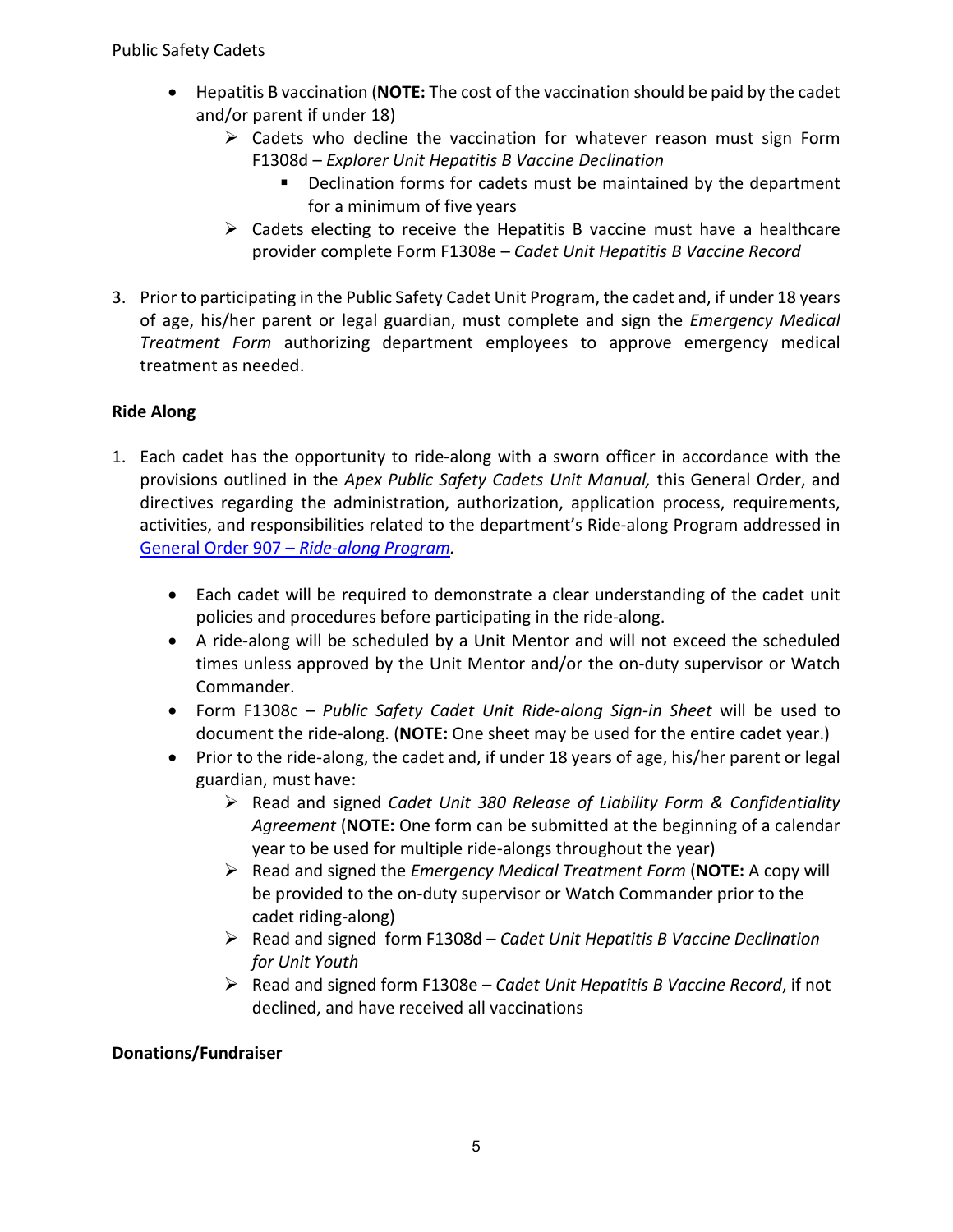- Hepatitis B vaccination (**NOTE:** The cost of the vaccination should be paid by the cadet and/or parent if under 18)
    - Cadets who decline the vaccination for whatever reason must sign Form F1308d – *Explorer Unit Hepatitis B Vaccine Declination*
        - Declination forms for cadets must be maintained by the department for a minimum of five years
    - Cadets electing to receive the Hepatitis B vaccine must have a healthcare provider complete Form F1308e – *Cadet Unit Hepatitis B Vaccine Record*

3. Prior to participating in the Public Safety Cadet Unit Program, the cadet and, if under 18 years of age, his/her parent or legal guardian, must complete and sign the *Emergency Medical Treatment Form* authorizing department employees to approve emergency medical treatment as needed.

**Ride Along**

1. Each cadet has the opportunity to ride-along with a sworn officer in accordance with the provisions outlined in the *Apex Public Safety Cadets Unit Manual,* this General Order, and directives regarding the administration, authorization, application process, requirements, activities, and responsibilities related to the department's Ride-along Program addressed in General Order 907 – *Ride-along Program.*

    - Each cadet will be required to demonstrate a clear understanding of the cadet unit policies and procedures before participating in the ride-along.
    - A ride-along will be scheduled by a Unit Mentor and will not exceed the scheduled times unless approved by the Unit Mentor and/or the on-duty supervisor or Watch Commander.
    - Form F1308c – *Public Safety Cadet Unit Ride-along Sign-in Sheet* will be used to document the ride-along. (**NOTE:** One sheet may be used for the entire cadet year.)
    - Prior to the ride-along, the cadet and, if under 18 years of age, his/her parent or legal guardian, must have:
        - Read and signed *Cadet Unit 380 Release of Liability Form & Confidentiality Agreement* (**NOTE:** One form can be submitted at the beginning of a calendar year to be used for multiple ride-alongs throughout the year)
        - Read and signed the *Emergency Medical Treatment Form* (**NOTE:** A copy will be provided to the on-duty supervisor or Watch Commander prior to the cadet riding-along)
        - Read and signed form F1308d – *Cadet Unit Hepatitis B Vaccine Declination for Unit Youth*
        - Read and signed form F1308e – *Cadet Unit Hepatitis B Vaccine Record*, if not declined, and have received all vaccinations

**Donations/Fundraiser**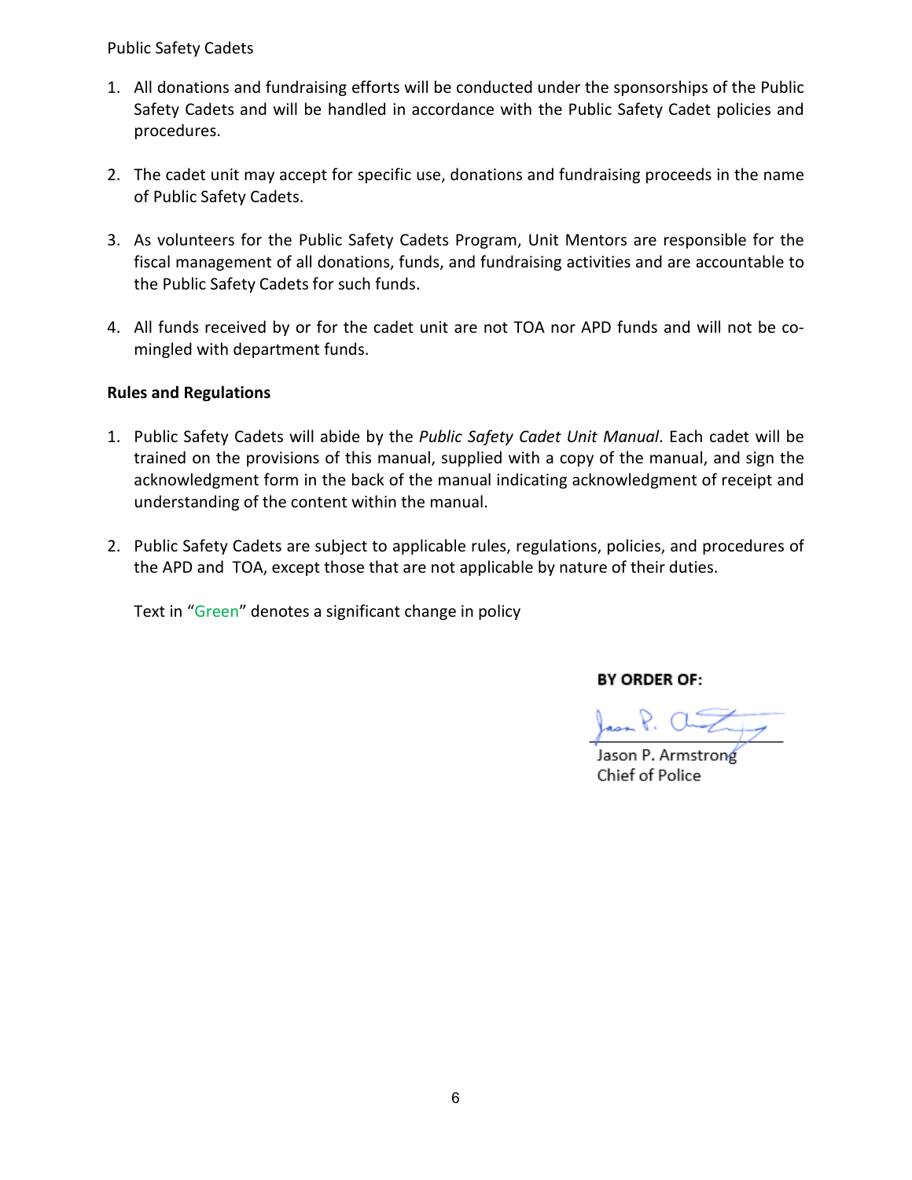Public Safety Cadets

1. All donations and fundraising efforts will be conducted under the sponsorships of the Public Safety Cadets and will be handled in accordance with the Public Safety Cadet policies and procedures.

2. The cadet unit may accept for specific use, donations and fundraising proceeds in the name of Public Safety Cadets.

3. As volunteers for the Public Safety Cadets Program, Unit Mentors are responsible for the fiscal management of all donations, funds, and fundraising activities and are accountable to the Public Safety Cadets for such funds.

4. All funds received by or for the cadet unit are not TOA nor APD funds and will not be co-mingled with department funds.

**Rules and Regulations**

1. Public Safety Cadets will abide by the *Public Safety Cadet Unit Manual*. Each cadet will be trained on the provisions of this manual, supplied with a copy of the manual, and sign the acknowledgment form in the back of the manual indicating acknowledgment of receipt and understanding of the content within the manual.

2. Public Safety Cadets are subject to applicable rules, regulations, policies, and procedures of the APD and TOA, except those that are not applicable by nature of their duties.

Text in "Green" denotes a significant change in policy

**BY ORDER OF:**

Jason P. Armstrong
Chief of Police